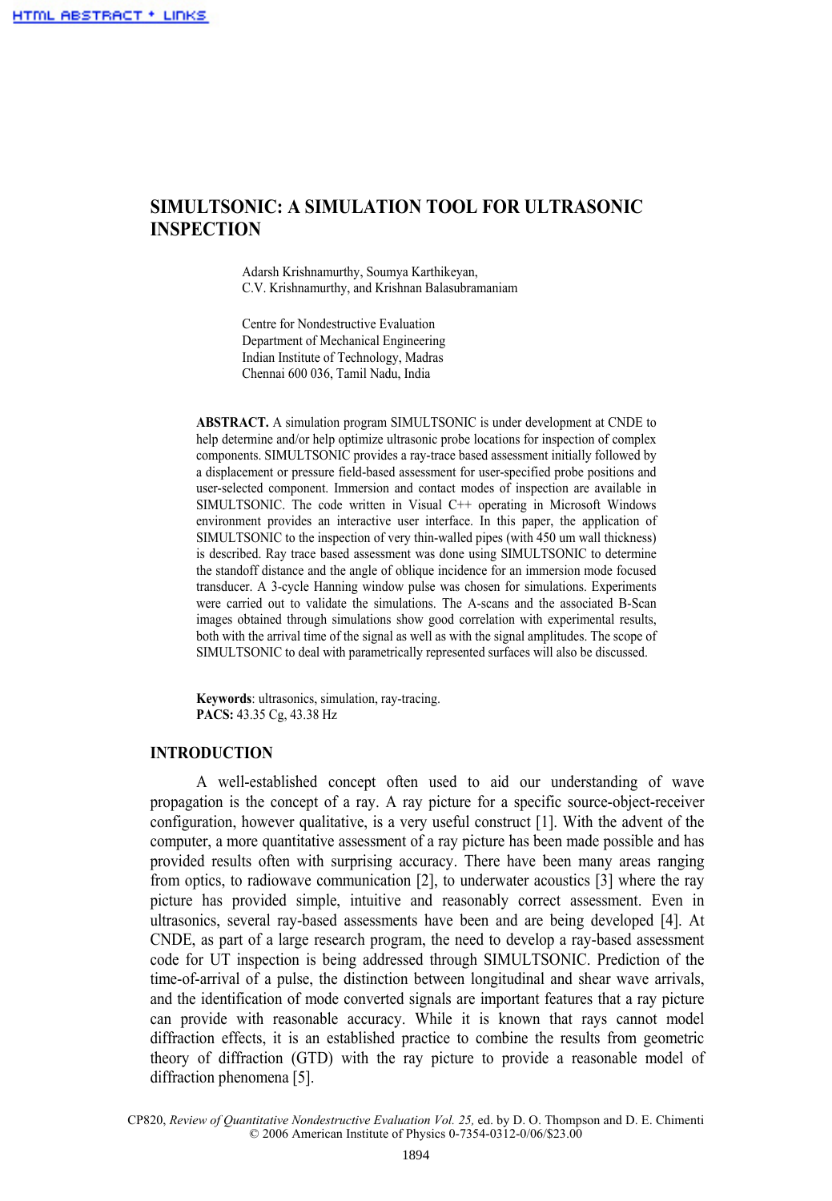# SIMULTSONIC: A SIMULATION TOOL FOR ULTRASONIC INSPECTION

Adarsh Krishnamurthy, Soumya Karthikeyan,
C.V. Krishnamurthy, and Krishnan Balasubramaniam

Centre for Nondestructive Evaluation
Department of Mechanical Engineering
Indian Institute of Technology, Madras
Chennai 600 036, Tamil Nadu, India

**ABSTRACT.** A simulation program SIMULTSONIC is under development at CNDE to help determine and/or help optimize ultrasonic probe locations for inspection of complex components. SIMULTSONIC provides a ray-trace based assessment initially followed by a displacement or pressure field-based assessment for user-specified probe positions and user-selected component. Immersion and contact modes of inspection are available in SIMULTSONIC. The code written in Visual C++ operating in Microsoft Windows environment provides an interactive user interface. In this paper, the application of SIMULTSONIC to the inspection of very thin-walled pipes (with 450 um wall thickness) is described. Ray trace based assessment was done using SIMULTSONIC to determine the standoff distance and the angle of oblique incidence for an immersion mode focused transducer. A 3-cycle Hanning window pulse was chosen for simulations. Experiments were carried out to validate the simulations. The A-scans and the associated B-Scan images obtained through simulations show good correlation with experimental results, both with the arrival time of the signal as well as with the signal amplitudes. The scope of SIMULTSONIC to deal with parametrically represented surfaces will also be discussed.

**Keywords**: ultrasonics, simulation, ray-tracing.
**PACS:** 43.35 Cg, 43.38 Hz

## INTRODUCTION

A well-established concept often used to aid our understanding of wave propagation is the concept of a ray. A ray picture for a specific source-object-receiver configuration, however qualitative, is a very useful construct [1]. With the advent of the computer, a more quantitative assessment of a ray picture has been made possible and has provided results often with surprising accuracy. There have been many areas ranging from optics, to radiowave communication [2], to underwater acoustics [3] where the ray picture has provided simple, intuitive and reasonably correct assessment. Even in ultrasonics, several ray-based assessments have been and are being developed [4]. At CNDE, as part of a large research program, the need to develop a ray-based assessment code for UT inspection is being addressed through SIMULTSONIC. Prediction of the time-of-arrival of a pulse, the distinction between longitudinal and shear wave arrivals, and the identification of mode converted signals are important features that a ray picture can provide with reasonable accuracy. While it is known that rays cannot model diffraction effects, it is an established practice to combine the results from geometric theory of diffraction (GTD) with the ray picture to provide a reasonable model of diffraction phenomena [5].

CP820, *Review of Quantitative Nondestructive Evaluation Vol. 25,* ed. by D. O. Thompson and D. E. Chimenti
© 2006 American Institute of Physics 0-7354-0312-0/06/$23.00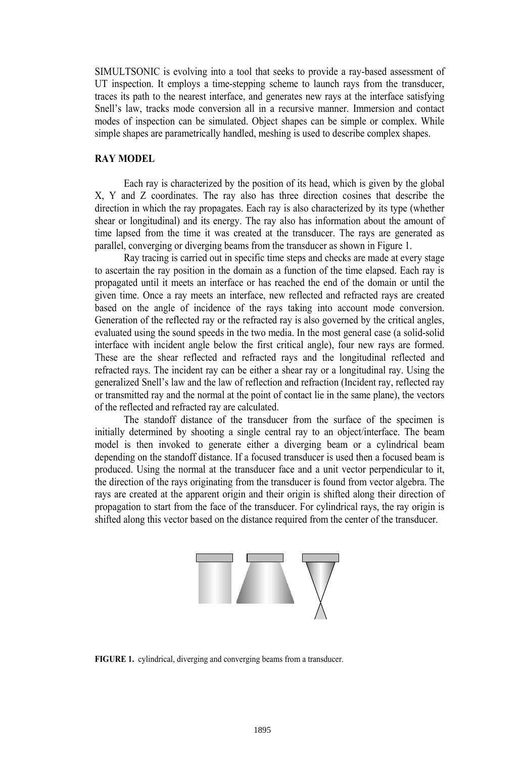SIMULTSONIC is evolving into a tool that seeks to provide a ray-based assessment of UT inspection. It employs a time-stepping scheme to launch rays from the transducer, traces its path to the nearest interface, and generates new rays at the interface satisfying Snell's law, tracks mode conversion all in a recursive manner. Immersion and contact modes of inspection can be simulated. Object shapes can be simple or complex. While simple shapes are parametrically handled, meshing is used to describe complex shapes.

## RAY MODEL

Each ray is characterized by the position of its head, which is given by the global X, Y and Z coordinates. The ray also has three direction cosines that describe the direction in which the ray propagates. Each ray is also characterized by its type (whether shear or longitudinal) and its energy. The ray also has information about the amount of time lapsed from the time it was created at the transducer. The rays are generated as parallel, converging or diverging beams from the transducer as shown in Figure 1.

Ray tracing is carried out in specific time steps and checks are made at every stage to ascertain the ray position in the domain as a function of the time elapsed. Each ray is propagated until it meets an interface or has reached the end of the domain or until the given time. Once a ray meets an interface, new reflected and refracted rays are created based on the angle of incidence of the rays taking into account mode conversion. Generation of the reflected ray or the refracted ray is also governed by the critical angles, evaluated using the sound speeds in the two media. In the most general case (a solid-solid interface with incident angle below the first critical angle), four new rays are formed. These are the shear reflected and refracted rays and the longitudinal reflected and refracted rays. The incident ray can be either a shear ray or a longitudinal ray. Using the generalized Snell's law and the law of reflection and refraction (Incident ray, reflected ray or transmitted ray and the normal at the point of contact lie in the same plane), the vectors of the reflected and refracted ray are calculated.

The standoff distance of the transducer from the surface of the specimen is initially determined by shooting a single central ray to an object/interface. The beam model is then invoked to generate either a diverging beam or a cylindrical beam depending on the standoff distance. If a focused transducer is used then a focused beam is produced. Using the normal at the transducer face and a unit vector perpendicular to it, the direction of the rays originating from the transducer is found from vector algebra. The rays are created at the apparent origin and their origin is shifted along their direction of propagation to start from the face of the transducer. For cylindrical rays, the ray origin is shifted along this vector based on the distance required from the center of the transducer.

**FIGURE 1.** cylindrical, diverging and converging beams from a transducer.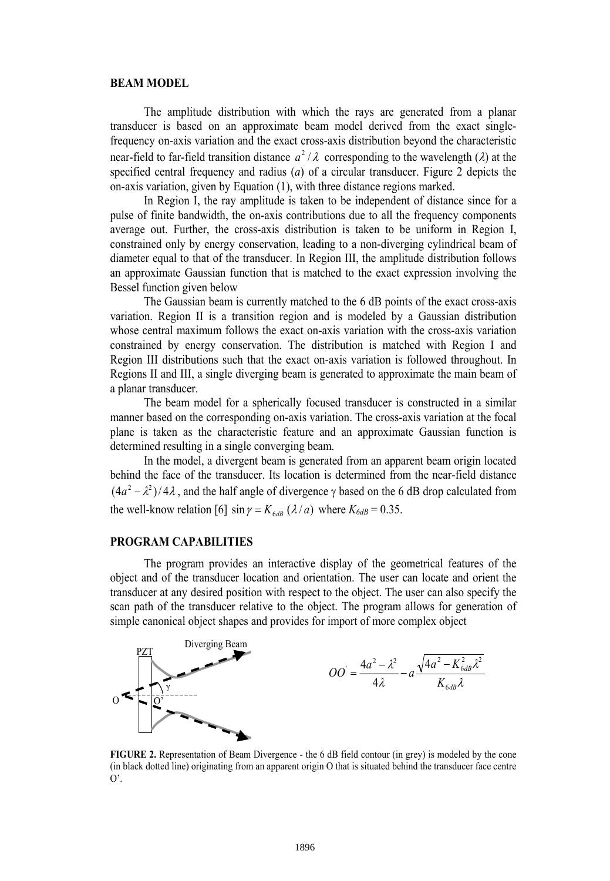## BEAM MODEL

The amplitude distribution with which the rays are generated from a planar transducer is based on an approximate beam model derived from the exact single-frequency on-axis variation and the exact cross-axis distribution beyond the characteristic near-field to far-field transition distance $a^2/\lambda$ corresponding to the wavelength ($\lambda$) at the specified central frequency and radius ($a$) of a circular transducer. Figure 2 depicts the on-axis variation, given by Equation (1), with three distance regions marked.

In Region I, the ray amplitude is taken to be independent of distance since for a pulse of finite bandwidth, the on-axis contributions due to all the frequency components average out. Further, the cross-axis distribution is taken to be uniform in Region I, constrained only by energy conservation, leading to a non-diverging cylindrical beam of diameter equal to that of the transducer. In Region III, the amplitude distribution follows an approximate Gaussian function that is matched to the exact expression involving the Bessel function given below

The Gaussian beam is currently matched to the 6 dB points of the exact cross-axis variation. Region II is a transition region and is modeled by a Gaussian distribution whose central maximum follows the exact on-axis variation with the cross-axis variation constrained by energy conservation. The distribution is matched with Region I and Region III distributions such that the exact on-axis variation is followed throughout. In Regions II and III, a single diverging beam is generated to approximate the main beam of a planar transducer.

The beam model for a spherically focused transducer is constructed in a similar manner based on the corresponding on-axis variation. The cross-axis variation at the focal plane is taken as the characteristic feature and an approximate Gaussian function is determined resulting in a single converging beam.

In the model, a divergent beam is generated from an apparent beam origin located behind the face of the transducer. Its location is determined from the near-field distance $(4a^2 - \lambda^2)/4\lambda$, and the half angle of divergence $\gamma$ based on the 6 dB drop calculated from the well-know relation [6] $\sin\gamma = K_{6dB}\,(\lambda/a)$ where $K_{6dB} = 0.35$.

## PROGRAM CAPABILITIES

The program provides an interactive display of the geometrical features of the object and of the transducer location and orientation. The user can locate and orient the transducer at any desired position with respect to the object. The user can also specify the scan path of the transducer relative to the object. The program allows for generation of simple canonical object shapes and provides for import of more complex object

$$OO' = \frac{4a^2 - \lambda^2}{4\lambda} - a\frac{\sqrt{4a^2 - K_{6dB}^2\lambda^2}}{K_{6dB}\lambda}$$

**FIGURE 2.** Representation of Beam Divergence - the 6 dB field contour (in grey) is modeled by the cone (in black dotted line) originating from an apparent origin O that is situated behind the transducer face centre O'.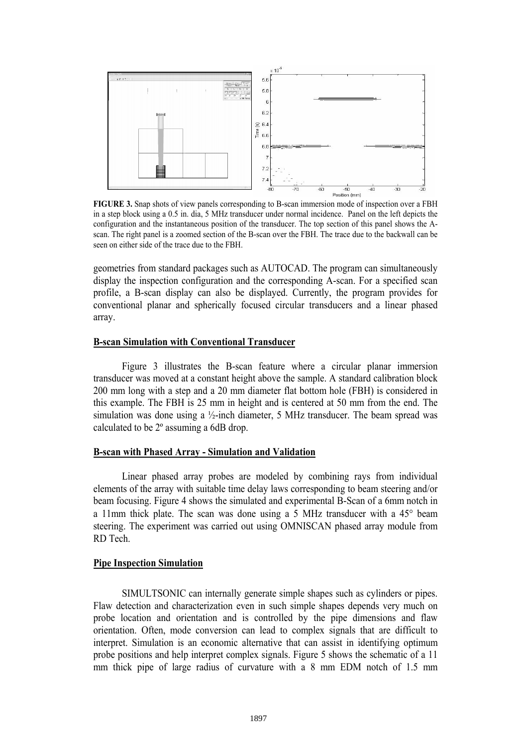**FIGURE 3.** Snap shots of view panels corresponding to B-scan immersion mode of inspection over a FBH in a step block using a 0.5 in. dia, 5 MHz transducer under normal incidence. Panel on the left depicts the configuration and the instantaneous position of the transducer. The top section of this panel shows the A-scan. The right panel is a zoomed section of the B-scan over the FBH. The trace due to the backwall can be seen on either side of the trace due to the FBH.

geometries from standard packages such as AUTOCAD. The program can simultaneously display the inspection configuration and the corresponding A-scan. For a specified scan profile, a B-scan display can also be displayed. Currently, the program provides for conventional planar and spherically focused circular transducers and a linear phased array.

## B-scan Simulation with Conventional Transducer

Figure 3 illustrates the B-scan feature where a circular planar immersion transducer was moved at a constant height above the sample. A standard calibration block 200 mm long with a step and a 20 mm diameter flat bottom hole (FBH) is considered in this example. The FBH is 25 mm in height and is centered at 50 mm from the end. The simulation was done using a ½-inch diameter, 5 MHz transducer. The beam spread was calculated to be 2º assuming a 6dB drop.

## B-scan with Phased Array - Simulation and Validation

Linear phased array probes are modeled by combining rays from individual elements of the array with suitable time delay laws corresponding to beam steering and/or beam focusing. Figure 4 shows the simulated and experimental B-Scan of a 6mm notch in a 11mm thick plate. The scan was done using a 5 MHz transducer with a 45° beam steering. The experiment was carried out using OMNISCAN phased array module from RD Tech.

## Pipe Inspection Simulation

SIMULTSONIC can internally generate simple shapes such as cylinders or pipes. Flaw detection and characterization even in such simple shapes depends very much on probe location and orientation and is controlled by the pipe dimensions and flaw orientation. Often, mode conversion can lead to complex signals that are difficult to interpret. Simulation is an economic alternative that can assist in identifying optimum probe positions and help interpret complex signals. Figure 5 shows the schematic of a 11 mm thick pipe of large radius of curvature with a 8 mm EDM notch of 1.5 mm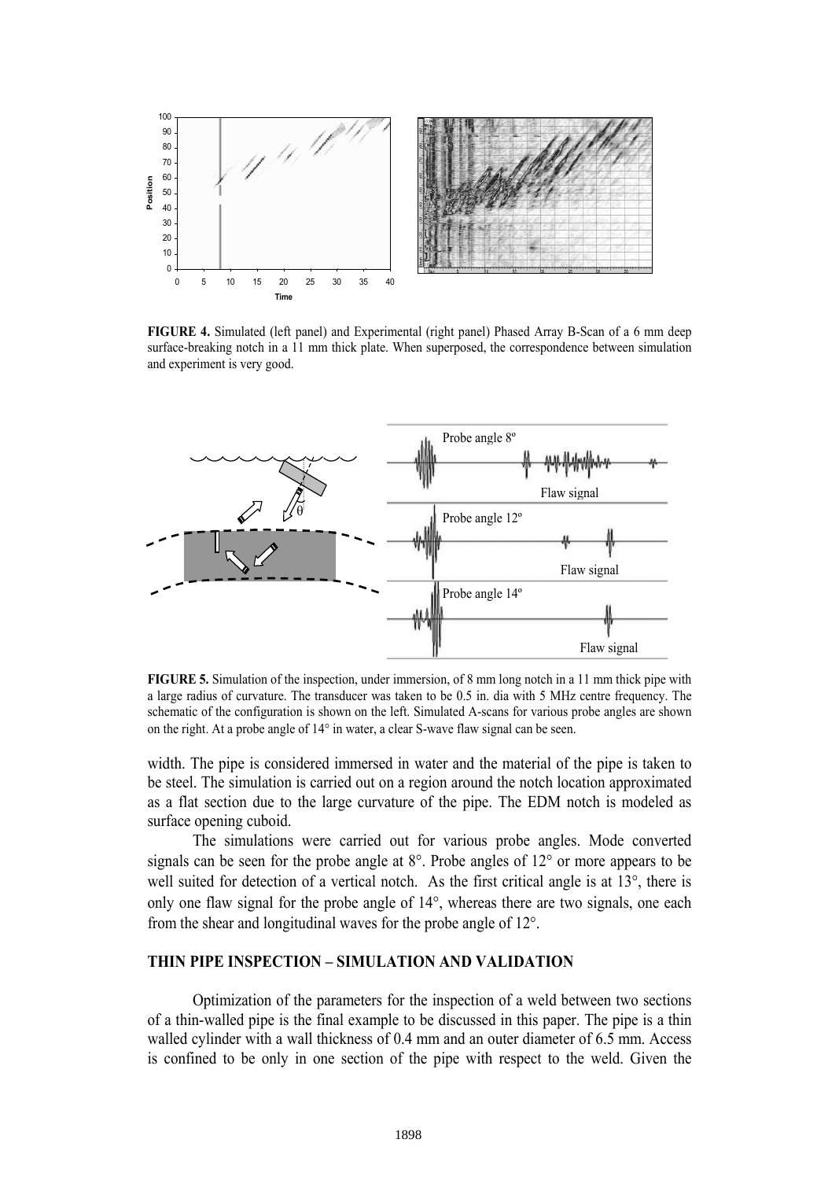**FIGURE 4.** Simulated (left panel) and Experimental (right panel) Phased Array B-Scan of a 6 mm deep surface-breaking notch in a 11 mm thick plate. When superposed, the correspondence between simulation and experiment is very good.

**FIGURE 5.** Simulation of the inspection, under immersion, of 8 mm long notch in a 11 mm thick pipe with a large radius of curvature. The transducer was taken to be 0.5 in. dia with 5 MHz centre frequency. The schematic of the configuration is shown on the left. Simulated A-scans for various probe angles are shown on the right. At a probe angle of 14° in water, a clear S-wave flaw signal can be seen.

width. The pipe is considered immersed in water and the material of the pipe is taken to be steel. The simulation is carried out on a region around the notch location approximated as a flat section due to the large curvature of the pipe. The EDM notch is modeled as surface opening cuboid.

The simulations were carried out for various probe angles. Mode converted signals can be seen for the probe angle at 8°. Probe angles of 12° or more appears to be well suited for detection of a vertical notch. As the first critical angle is at 13°, there is only one flaw signal for the probe angle of 14°, whereas there are two signals, one each from the shear and longitudinal waves for the probe angle of 12°.

## THIN PIPE INSPECTION – SIMULATION AND VALIDATION

Optimization of the parameters for the inspection of a weld between two sections of a thin-walled pipe is the final example to be discussed in this paper. The pipe is a thin walled cylinder with a wall thickness of 0.4 mm and an outer diameter of 6.5 mm. Access is confined to be only in one section of the pipe with respect to the weld. Given the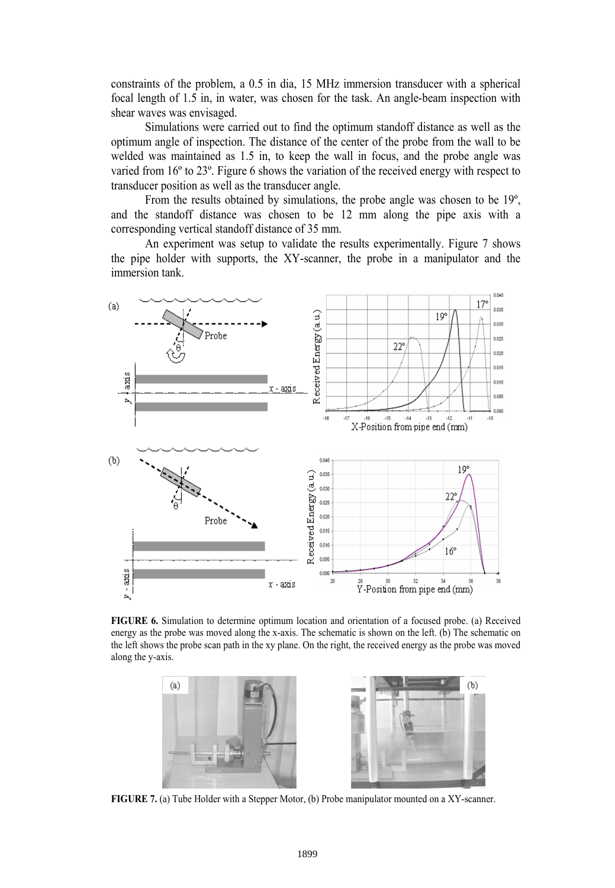constraints of the problem, a 0.5 in dia, 15 MHz immersion transducer with a spherical focal length of 1.5 in, in water, was chosen for the task. An angle-beam inspection with shear waves was envisaged.

Simulations were carried out to find the optimum standoff distance as well as the optimum angle of inspection. The distance of the center of the probe from the wall to be welded was maintained as 1.5 in, to keep the wall in focus, and the probe angle was varied from 16º to 23º. Figure 6 shows the variation of the received energy with respect to transducer position as well as the transducer angle.

From the results obtained by simulations, the probe angle was chosen to be 19º, and the standoff distance was chosen to be 12 mm along the pipe axis with a corresponding vertical standoff distance of 35 mm.

An experiment was setup to validate the results experimentally. Figure 7 shows the pipe holder with supports, the XY-scanner, the probe in a manipulator and the immersion tank.

**FIGURE 6.** Simulation to determine optimum location and orientation of a focused probe. (a) Received energy as the probe was moved along the x-axis. The schematic is shown on the left. (b) The schematic on the left shows the probe scan path in the xy plane. On the right, the received energy as the probe was moved along the y-axis.

**FIGURE 7.** (a) Tube Holder with a Stepper Motor, (b) Probe manipulator mounted on a XY-scanner.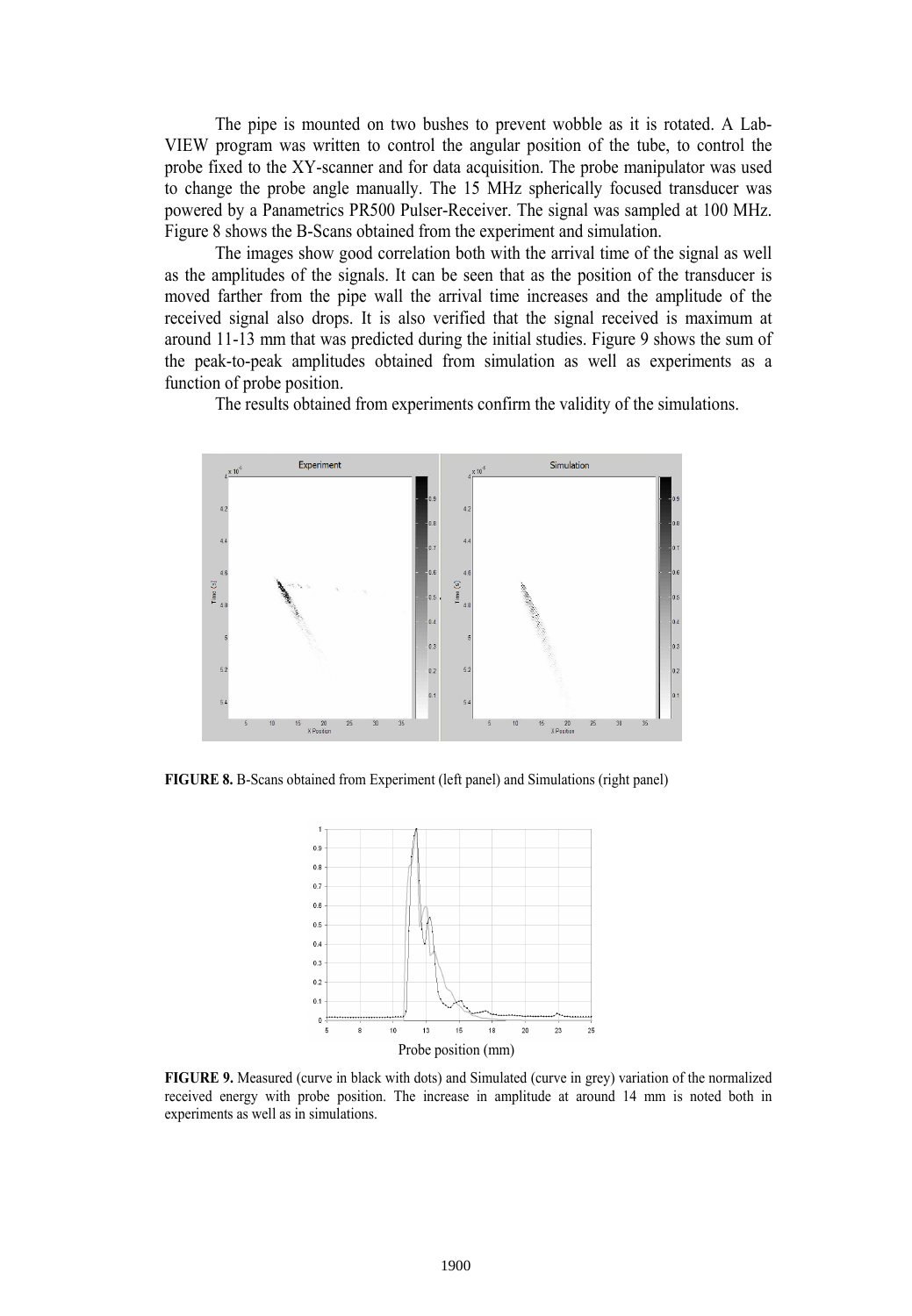The pipe is mounted on two bushes to prevent wobble as it is rotated. A LabVIEW program was written to control the angular position of the tube, to control the probe fixed to the XY-scanner and for data acquisition. The probe manipulator was used to change the probe angle manually. The 15 MHz spherically focused transducer was powered by a Panametrics PR500 Pulser-Receiver. The signal was sampled at 100 MHz. Figure 8 shows the B-Scans obtained from the experiment and simulation.

The images show good correlation both with the arrival time of the signal as well as the amplitudes of the signals. It can be seen that as the position of the transducer is moved farther from the pipe wall the arrival time increases and the amplitude of the received signal also drops. It is also verified that the signal received is maximum at around 11-13 mm that was predicted during the initial studies. Figure 9 shows the sum of the peak-to-peak amplitudes obtained from simulation as well as experiments as a function of probe position.

The results obtained from experiments confirm the validity of the simulations.

**FIGURE 8.** B-Scans obtained from Experiment (left panel) and Simulations (right panel)

**FIGURE 9.** Measured (curve in black with dots) and Simulated (curve in grey) variation of the normalized received energy with probe position. The increase in amplitude at around 14 mm is noted both in experiments as well as in simulations.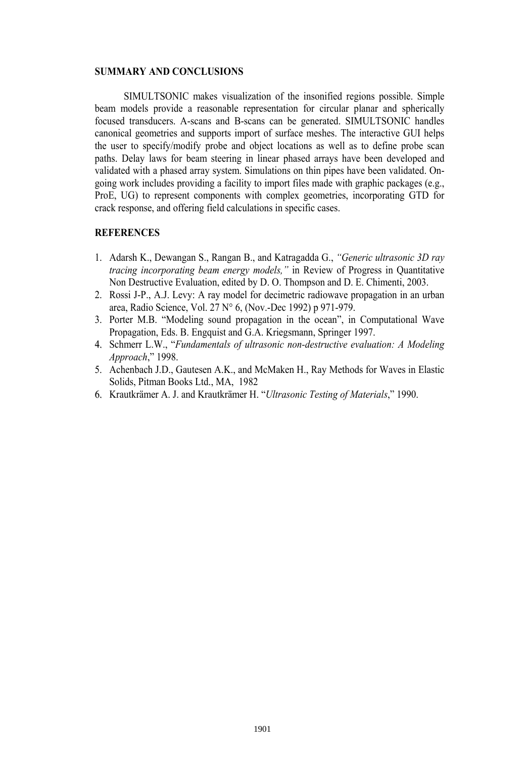## SUMMARY AND CONCLUSIONS

SIMULTSONIC makes visualization of the insonified regions possible. Simple beam models provide a reasonable representation for circular planar and spherically focused transducers. A-scans and B-scans can be generated. SIMULTSONIC handles canonical geometries and supports import of surface meshes. The interactive GUI helps the user to specify/modify probe and object locations as well as to define probe scan paths. Delay laws for beam steering in linear phased arrays have been developed and validated with a phased array system. Simulations on thin pipes have been validated. On-going work includes providing a facility to import files made with graphic packages (e.g., ProE, UG) to represent components with complex geometries, incorporating GTD for crack response, and offering field calculations in specific cases.

## REFERENCES

1. Adarsh K., Dewangan S., Rangan B., and Katragadda G., *"Generic ultrasonic 3D ray tracing incorporating beam energy models,"* in Review of Progress in Quantitative Non Destructive Evaluation, edited by D. O. Thompson and D. E. Chimenti, 2003.
2. Rossi J-P., A.J. Levy: A ray model for decimetric radiowave propagation in an urban area, Radio Science, Vol. 27 N° 6, (Nov.-Dec 1992) p 971-979.
3. Porter M.B. "Modeling sound propagation in the ocean", in Computational Wave Propagation, Eds. B. Engquist and G.A. Kriegsmann, Springer 1997.
4. Schmerr L.W., "*Fundamentals of ultrasonic non-destructive evaluation: A Modeling Approach*," 1998.
5. Achenbach J.D., Gautesen A.K., and McMaken H., Ray Methods for Waves in Elastic Solids, Pitman Books Ltd., MA, 1982
6. Krautkrämer A. J. and Krautkrämer H. "*Ultrasonic Testing of Materials*," 1990.